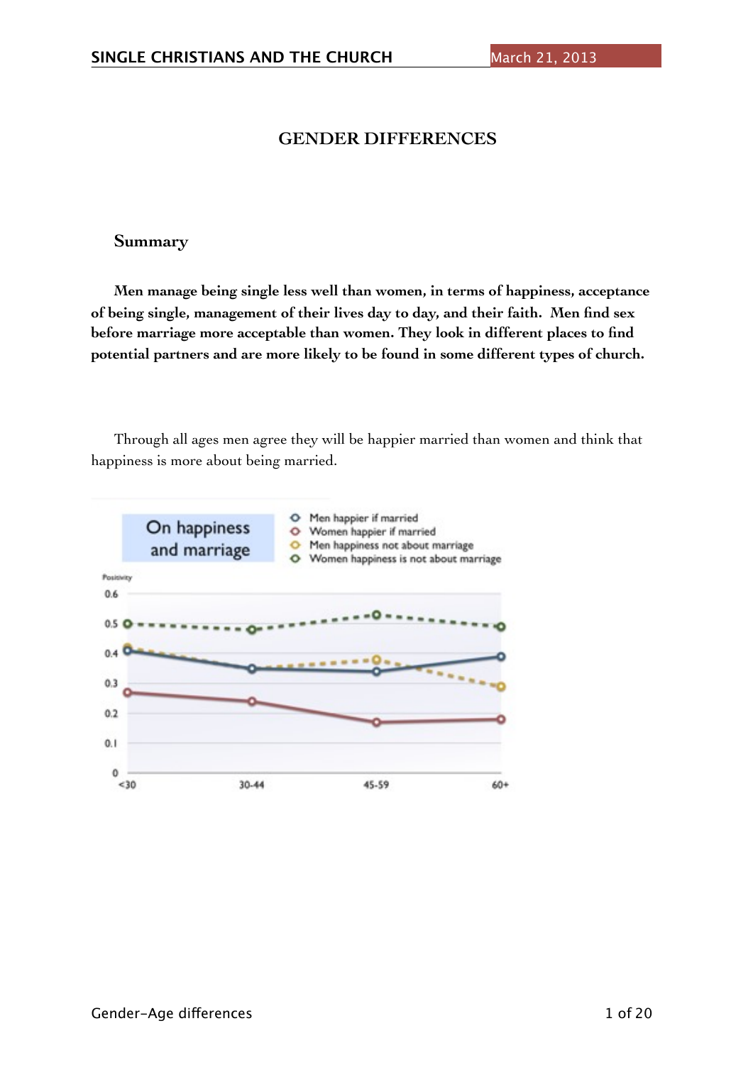# GENDER DIFFERENCES

## Summary

**Men manage being single less well than women, in terms of happiness, acceptance of being single, management of their lives day to day, and their faith. Men find sex before marriage more acceptable than women. They look in different places to find potential partners and are more likely to be found in some different types of church.**

Through all ages men agree they will be happier married than women and think that happiness is more about being married.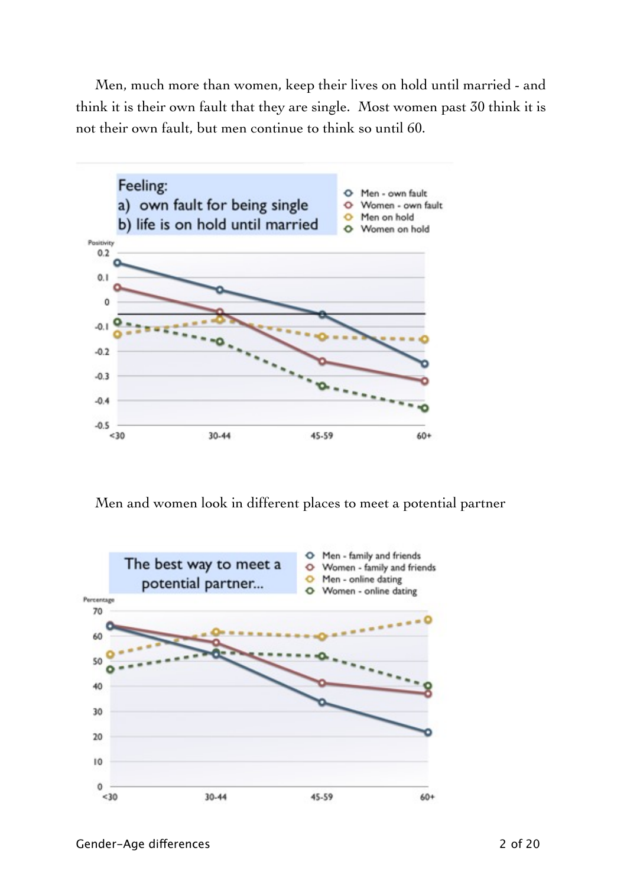Men, much more than women, keep their lives on hold until married - and think it is their own fault that they are single. Most women past 30 think it is not their own fault, but men continue to think so until 60.

Men and women look in different places to meet a potential partner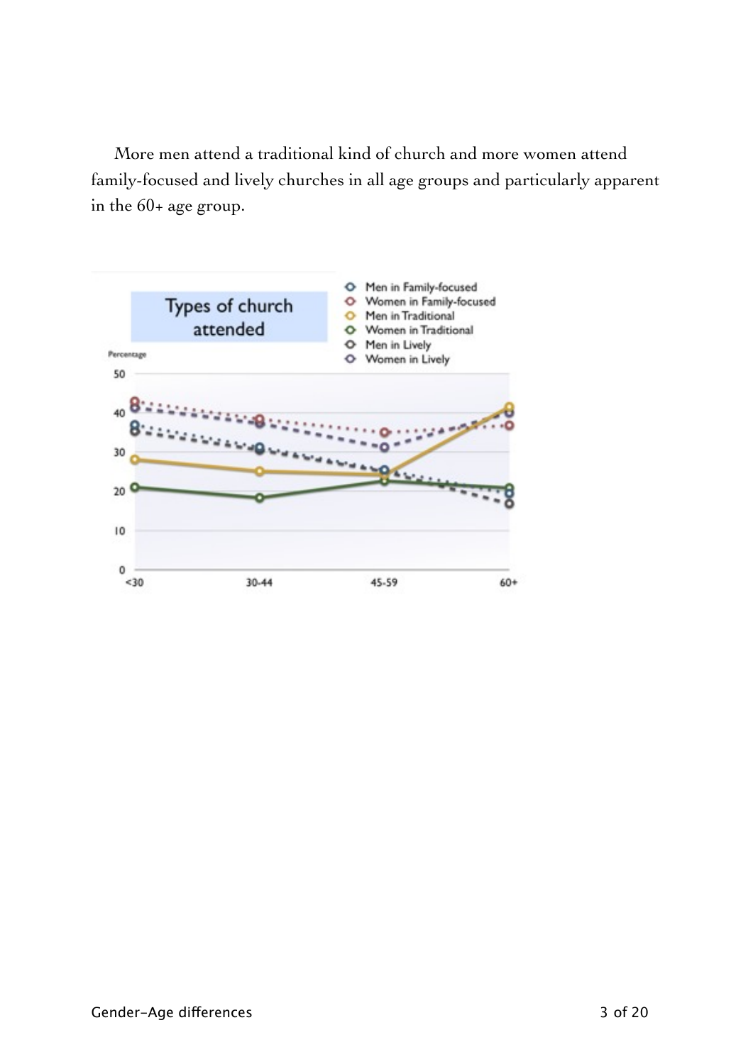More men attend a traditional kind of church and more women attend family-focused and lively churches in all age groups and particularly apparent in the 60+ age group.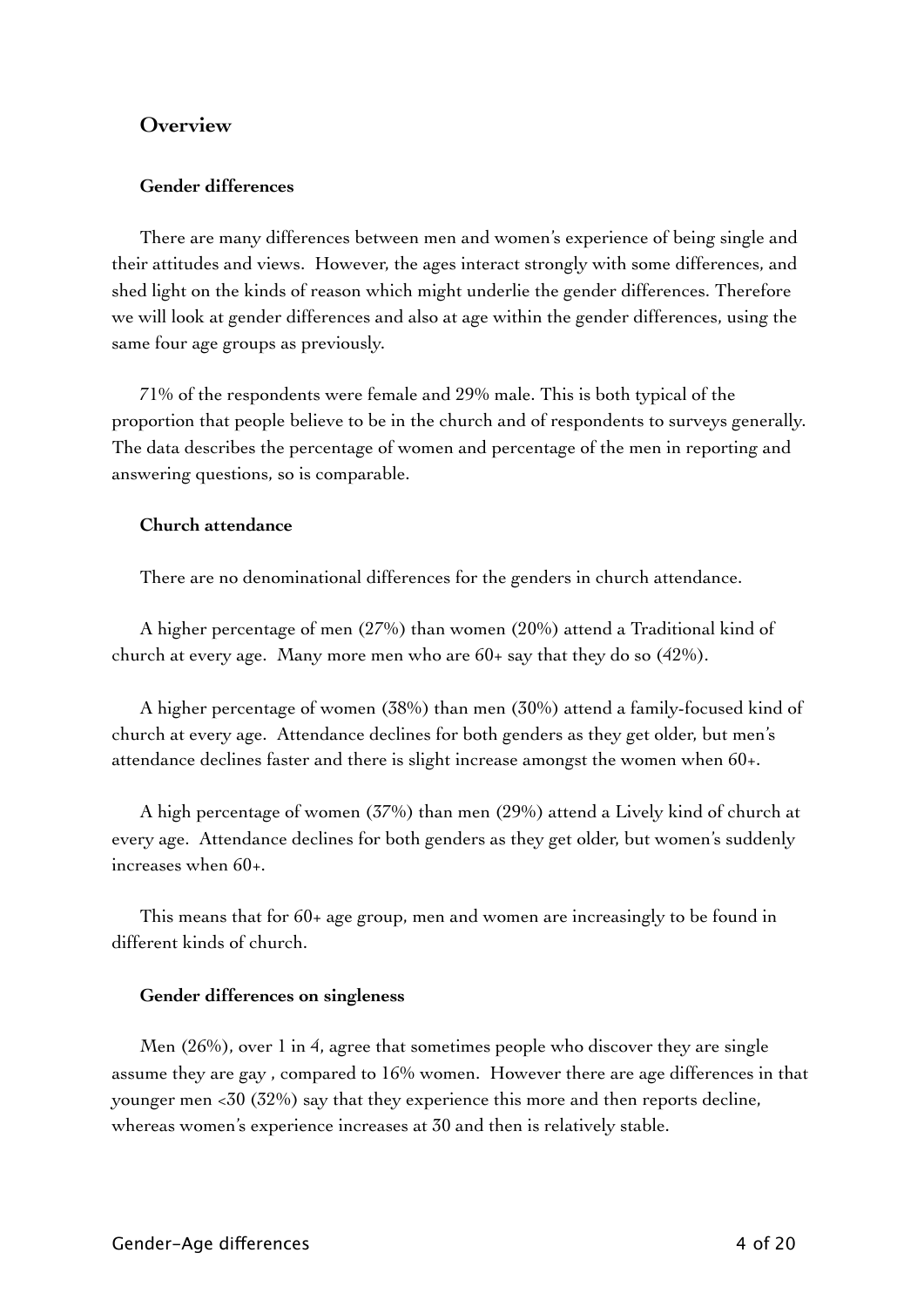## Overview

### Gender differences

There are many differences between men and women's experience of being single and their attitudes and views. However, the ages interact strongly with some differences, and shed light on the kinds of reason which might underlie the gender differences. Therefore we will look at gender differences and also at age within the gender differences, using the same four age groups as previously.

71% of the respondents were female and 29% male. This is both typical of the proportion that people believe to be in the church and of respondents to surveys generally. The data describes the percentage of women and percentage of the men in reporting and answering questions, so is comparable.

### Church attendance

There are no denominational differences for the genders in church attendance.

A higher percentage of men (27%) than women (20%) attend a Traditional kind of church at every age. Many more men who are 60+ say that they do so (42%).

A higher percentage of women (38%) than men (30%) attend a family-focused kind of church at every age. Attendance declines for both genders as they get older, but men's attendance declines faster and there is slight increase amongst the women when 60+.

A high percentage of women (37%) than men (29%) attend a Lively kind of church at every age. Attendance declines for both genders as they get older, but women's suddenly increases when 60+.

This means that for 60+ age group, men and women are increasingly to be found in different kinds of church.

### Gender differences on singleness

Men (26%), over 1 in 4, agree that sometimes people who discover they are single assume they are gay , compared to 16% women. However there are age differences in that younger men <30 (32%) say that they experience this more and then reports decline, whereas women's experience increases at 30 and then is relatively stable.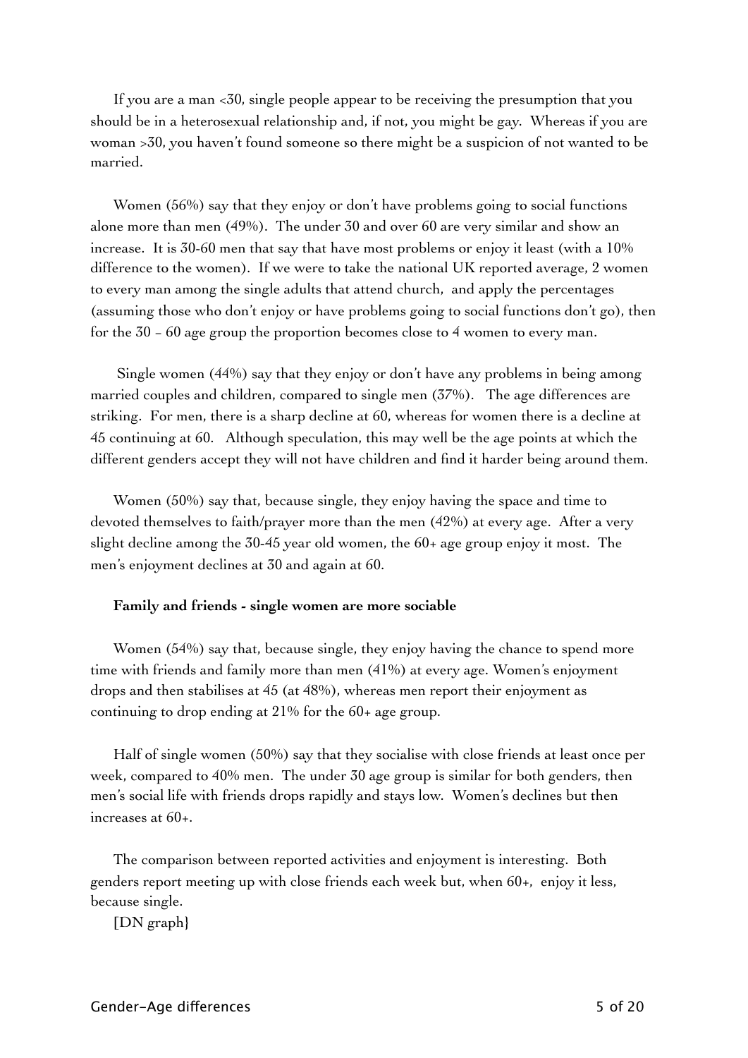If you are a man <30, single people appear to be receiving the presumption that you should be in a heterosexual relationship and, if not, you might be gay. Whereas if you are woman >30, you haven't found someone so there might be a suspicion of not wanted to be married.

Women (56%) say that they enjoy or don't have problems going to social functions alone more than men (49%). The under 30 and over 60 are very similar and show an increase. It is 30-60 men that say that have most problems or enjoy it least (with a 10% difference to the women). If we were to take the national UK reported average, 2 women to every man among the single adults that attend church, and apply the percentages (assuming those who don't enjoy or have problems going to social functions don't go), then for the 30 – 60 age group the proportion becomes close to 4 women to every man.

Single women (44%) say that they enjoy or don't have any problems in being among married couples and children, compared to single men (37%). The age differences are striking. For men, there is a sharp decline at 60, whereas for women there is a decline at 45 continuing at 60. Although speculation, this may well be the age points at which the different genders accept they will not have children and find it harder being around them.

Women (50%) say that, because single, they enjoy having the space and time to devoted themselves to faith/prayer more than the men (42%) at every age. After a very slight decline among the 30-45 year old women, the 60+ age group enjoy it most. The men's enjoyment declines at 30 and again at 60.

**Family and friends - single women are more sociable**

Women (54%) say that, because single, they enjoy having the chance to spend more time with friends and family more than men (41%) at every age. Women's enjoyment drops and then stabilises at 45 (at 48%), whereas men report their enjoyment as continuing to drop ending at 21% for the 60+ age group.

Half of single women (50%) say that they socialise with close friends at least once per week, compared to 40% men. The under 30 age group is similar for both genders, then men's social life with friends drops rapidly and stays low. Women's declines but then increases at 60+.

The comparison between reported activities and enjoyment is interesting. Both genders report meeting up with close friends each week but, when 60+, enjoy it less, because single.

[DN graph}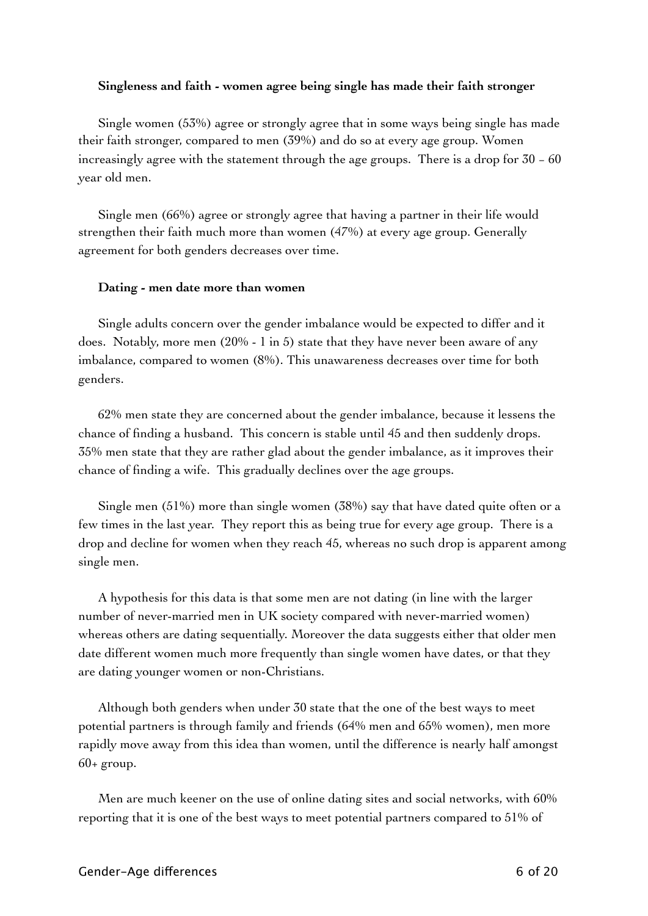**Singleness and faith - women agree being single has made their faith stronger**

Single women (53%) agree or strongly agree that in some ways being single has made their faith stronger, compared to men (39%) and do so at every age group. Women increasingly agree with the statement through the age groups. There is a drop for 30 - 60 year old men.

Single men (66%) agree or strongly agree that having a partner in their life would strengthen their faith much more than women (47%) at every age group. Generally agreement for both genders decreases over time.

**Dating - men date more than women**

Single adults concern over the gender imbalance would be expected to differ and it does. Notably, more men (20% - 1 in 5) state that they have never been aware of any imbalance, compared to women (8%). This unawareness decreases over time for both genders.

62% men state they are concerned about the gender imbalance, because it lessens the chance of finding a husband. This concern is stable until 45 and then suddenly drops. 35% men state that they are rather glad about the gender imbalance, as it improves their chance of finding a wife. This gradually declines over the age groups.

Single men (51%) more than single women (38%) say that have dated quite often or a few times in the last year. They report this as being true for every age group. There is a drop and decline for women when they reach 45, whereas no such drop is apparent among single men.

A hypothesis for this data is that some men are not dating (in line with the larger number of never-married men in UK society compared with never-married women) whereas others are dating sequentially. Moreover the data suggests either that older men date different women much more frequently than single women have dates, or that they are dating younger women or non-Christians.

Although both genders when under 30 state that the one of the best ways to meet potential partners is through family and friends (64% men and 65% women), men more rapidly move away from this idea than women, until the difference is nearly half amongst 60+ group.

Men are much keener on the use of online dating sites and social networks, with 60% reporting that it is one of the best ways to meet potential partners compared to 51% of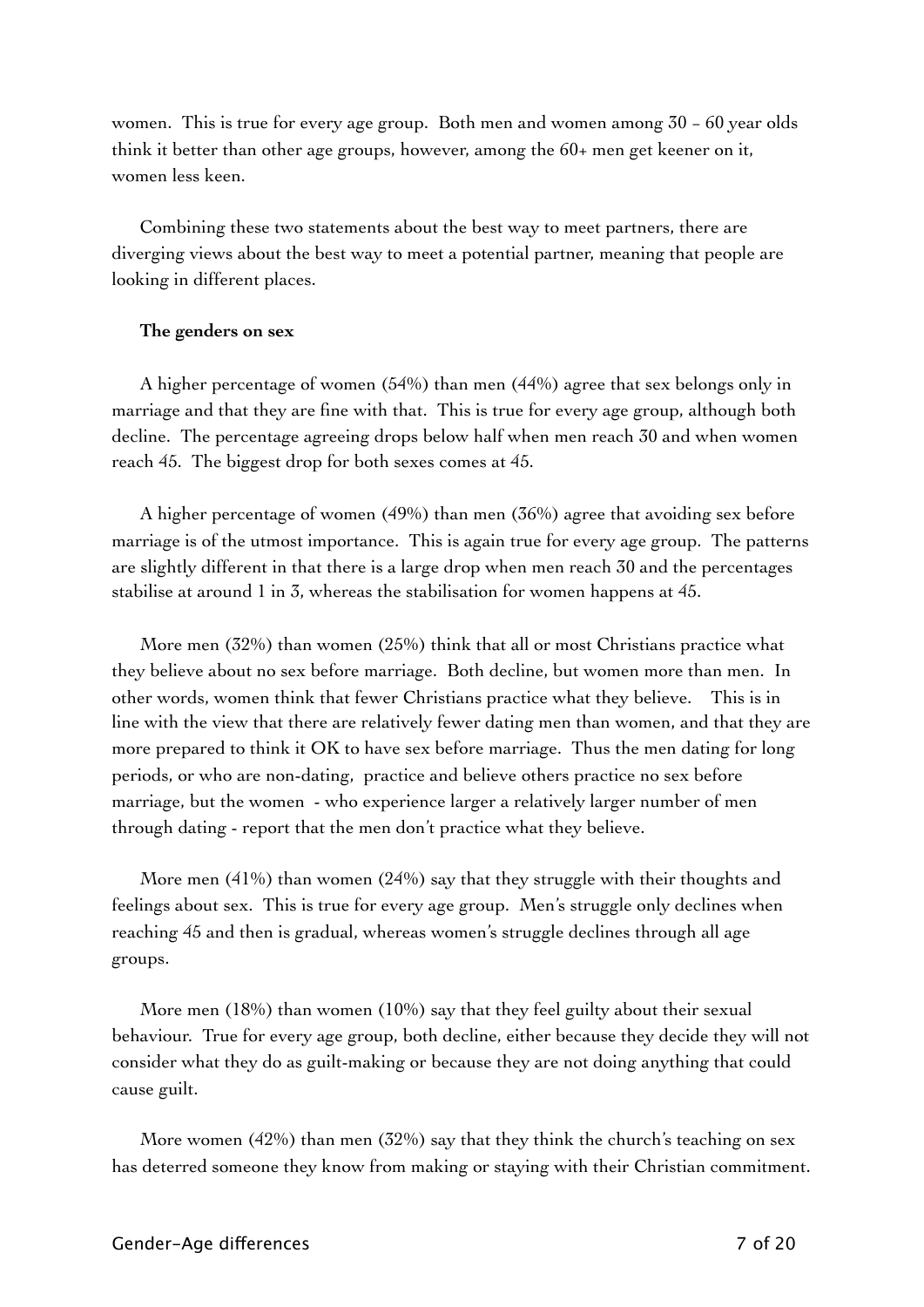women. This is true for every age group. Both men and women among 30 – 60 year olds think it better than other age groups, however, among the 60+ men get keener on it, women less keen.

Combining these two statements about the best way to meet partners, there are diverging views about the best way to meet a potential partner, meaning that people are looking in different places.

**The genders on sex**

A higher percentage of women (54%) than men (44%) agree that sex belongs only in marriage and that they are fine with that. This is true for every age group, although both decline. The percentage agreeing drops below half when men reach 30 and when women reach 45. The biggest drop for both sexes comes at 45.

A higher percentage of women (49%) than men (36%) agree that avoiding sex before marriage is of the utmost importance. This is again true for every age group. The patterns are slightly different in that there is a large drop when men reach 30 and the percentages stabilise at around 1 in 3, whereas the stabilisation for women happens at 45.

More men (32%) than women (25%) think that all or most Christians practice what they believe about no sex before marriage. Both decline, but women more than men. In other words, women think that fewer Christians practice what they believe. This is in line with the view that there are relatively fewer dating men than women, and that they are more prepared to think it OK to have sex before marriage. Thus the men dating for long periods, or who are non-dating, practice and believe others practice no sex before marriage, but the women - who experience larger a relatively larger number of men through dating - report that the men don't practice what they believe.

More men (41%) than women (24%) say that they struggle with their thoughts and feelings about sex. This is true for every age group. Men's struggle only declines when reaching 45 and then is gradual, whereas women's struggle declines through all age groups.

More men (18%) than women (10%) say that they feel guilty about their sexual behaviour. True for every age group, both decline, either because they decide they will not consider what they do as guilt-making or because they are not doing anything that could cause guilt.

More women (42%) than men (32%) say that they think the church's teaching on sex has deterred someone they know from making or staying with their Christian commitment.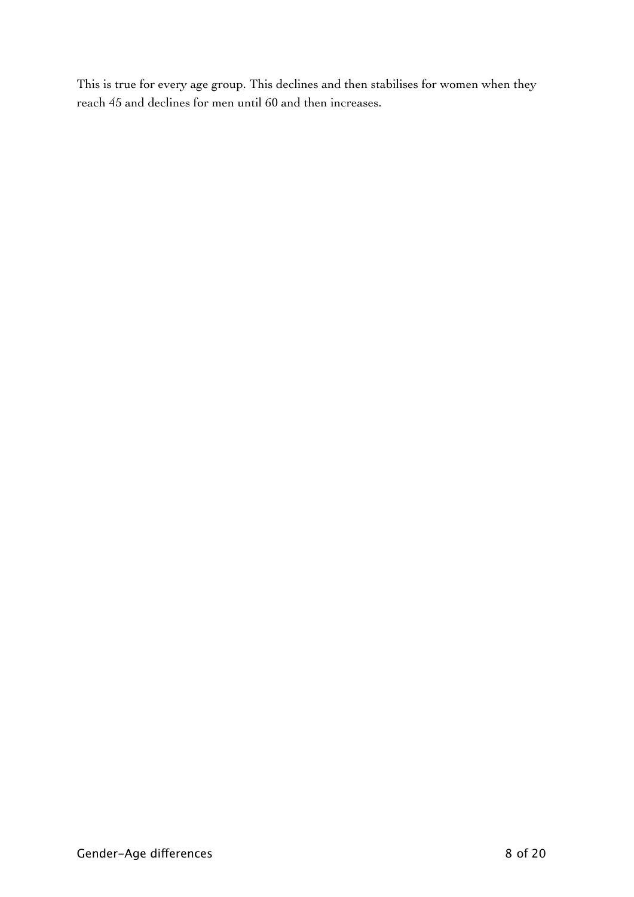This is true for every age group. This declines and then stabilises for women when they reach 45 and declines for men until 60 and then increases.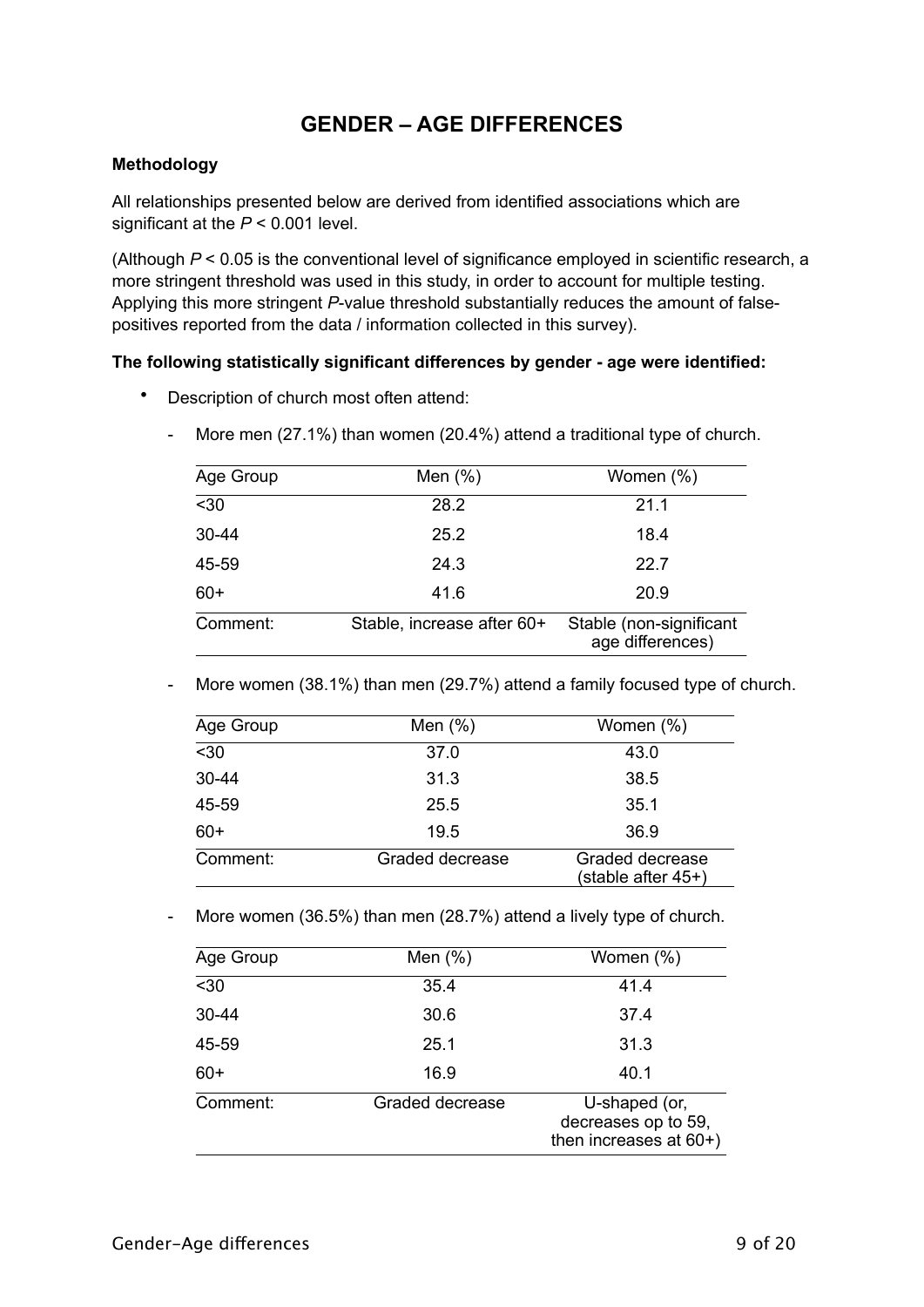# GENDER – AGE DIFFERENCES

**Methodology**

All relationships presented below are derived from identified associations which are significant at the $P < 0.001$ level.

(Although $P < 0.05$ is the conventional level of significance employed in scientific research, a more stringent threshold was used in this study, in order to account for multiple testing. Applying this more stringent *P*-value threshold substantially reduces the amount of false-positives reported from the data / information collected in this survey).

**The following statistically significant differences by gender - age were identified:**

- Description of church most often attend:

  - More men (27.1%) than women (20.4%) attend a traditional type of church.

| Age Group | Men (%) | Women (%) |
|---|---|---|
| <30 | 28.2 | 21.1 |
| 30-44 | 25.2 | 18.4 |
| 45-59 | 24.3 | 22.7 |
| 60+ | 41.6 | 20.9 |
| Comment: | Stable, increase after 60+ | Stable (non-significant age differences) |

  - More women (38.1%) than men (29.7%) attend a family focused type of church.

| Age Group | Men (%) | Women (%) |
|---|---|---|
| <30 | 37.0 | 43.0 |
| 30-44 | 31.3 | 38.5 |
| 45-59 | 25.5 | 35.1 |
| 60+ | 19.5 | 36.9 |
| Comment: | Graded decrease | Graded decrease (stable after 45+) |

  - More women (36.5%) than men (28.7%) attend a lively type of church.

| Age Group | Men (%) | Women (%) |
|---|---|---|
| <30 | 35.4 | 41.4 |
| 30-44 | 30.6 | 37.4 |
| 45-59 | 25.1 | 31.3 |
| 60+ | 16.9 | 40.1 |
| Comment: | Graded decrease | U-shaped (or, decreases op to 59, then increases at 60+) |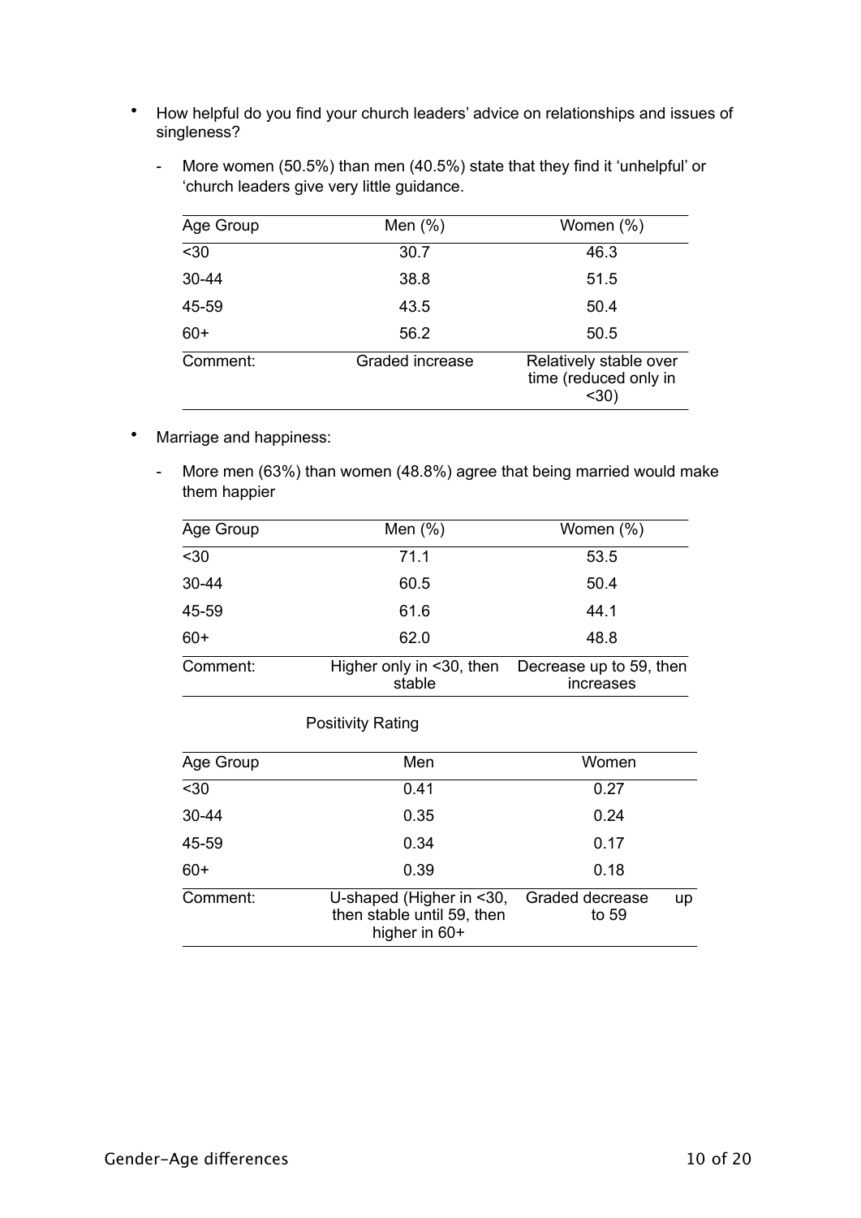- How helpful do you find your church leaders' advice on relationships and issues of singleness?

  - More women (50.5%) than men (40.5%) state that they find it 'unhelpful' or 'church leaders give very little guidance.

| Age Group | Men (%) | Women (%) |
|---|---|---|
| <30 | 30.7 | 46.3 |
| 30-44 | 38.8 | 51.5 |
| 45-59 | 43.5 | 50.4 |
| 60+ | 56.2 | 50.5 |
| Comment: | Graded increase | Relatively stable over time (reduced only in <30) |

- Marriage and happiness:

  - More men (63%) than women (48.8%) agree that being married would make them happier

| Age Group | Men (%) | Women (%) |
|---|---|---|
| <30 | 71.1 | 53.5 |
| 30-44 | 60.5 | 50.4 |
| 45-59 | 61.6 | 44.1 |
| 60+ | 62.0 | 48.8 |
| Comment: | Higher only in <30, then stable | Decrease up to 59, then increases |

Positivity Rating

| Age Group | Men | Women |
|---|---|---|
| <30 | 0.41 | 0.27 |
| 30-44 | 0.35 | 0.24 |
| 45-59 | 0.34 | 0.17 |
| 60+ | 0.39 | 0.18 |
| Comment: | U-shaped (Higher in <30, then stable until 59, then higher in 60+ | Graded decrease up to 59 |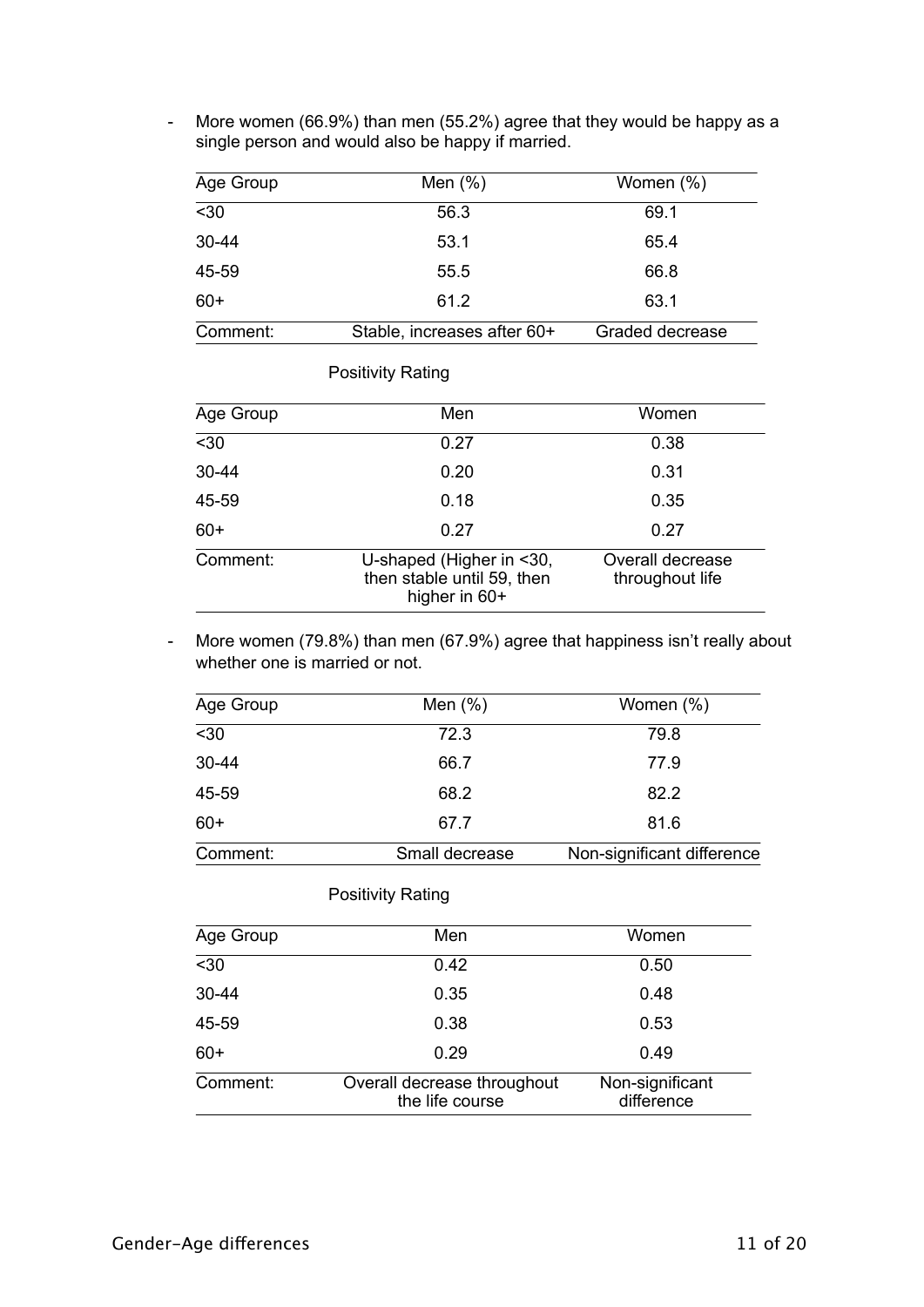- More women (66.9%) than men (55.2%) agree that they would be happy as a single person and would also be happy if married.

| Age Group | Men (%) | Women (%) |
|---|---|---|
| <30 | 56.3 | 69.1 |
| 30-44 | 53.1 | 65.4 |
| 45-59 | 55.5 | 66.8 |
| 60+ | 61.2 | 63.1 |
| Comment: | Stable, increases after 60+ | Graded decrease |

Positivity Rating

| Age Group | Men | Women |
|---|---|---|
| <30 | 0.27 | 0.38 |
| 30-44 | 0.20 | 0.31 |
| 45-59 | 0.18 | 0.35 |
| 60+ | 0.27 | 0.27 |
| Comment: | U-shaped (Higher in <30, then stable until 59, then higher in 60+ | Overall decrease throughout life |

- More women (79.8%) than men (67.9%) agree that happiness isn't really about whether one is married or not.

| Age Group | Men (%) | Women (%) |
|---|---|---|
| <30 | 72.3 | 79.8 |
| 30-44 | 66.7 | 77.9 |
| 45-59 | 68.2 | 82.2 |
| 60+ | 67.7 | 81.6 |
| Comment: | Small decrease | Non-significant difference |

Positivity Rating

| Age Group | Men | Women |
|---|---|---|
| <30 | 0.42 | 0.50 |
| 30-44 | 0.35 | 0.48 |
| 45-59 | 0.38 | 0.53 |
| 60+ | 0.29 | 0.49 |
| Comment: | Overall decrease throughout the life course | Non-significant difference |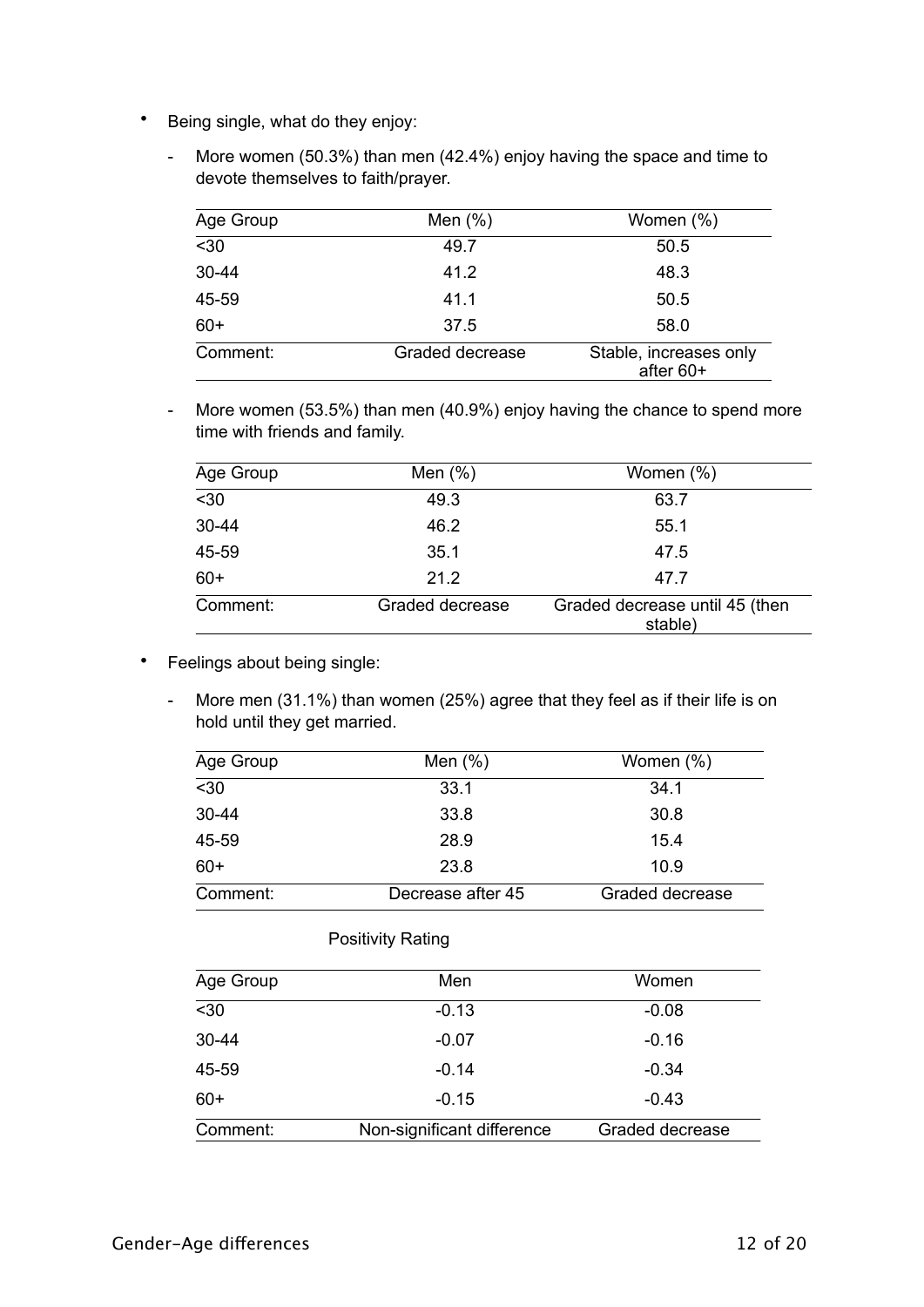- Being single, what do they enjoy:

  - More women (50.3%) than men (42.4%) enjoy having the space and time to devote themselves to faith/prayer.

| Age Group | Men (%) | Women (%) |
|---|---|---|
| <30 | 49.7 | 50.5 |
| 30-44 | 41.2 | 48.3 |
| 45-59 | 41.1 | 50.5 |
| 60+ | 37.5 | 58.0 |
| Comment: | Graded decrease | Stable, increases only after 60+ |

  - More women (53.5%) than men (40.9%) enjoy having the chance to spend more time with friends and family.

| Age Group | Men (%) | Women (%) |
|---|---|---|
| <30 | 49.3 | 63.7 |
| 30-44 | 46.2 | 55.1 |
| 45-59 | 35.1 | 47.5 |
| 60+ | 21.2 | 47.7 |
| Comment: | Graded decrease | Graded decrease until 45 (then stable) |

- Feelings about being single:

  - More men (31.1%) than women (25%) agree that they feel as if their life is on hold until they get married.

| Age Group | Men (%) | Women (%) |
|---|---|---|
| <30 | 33.1 | 34.1 |
| 30-44 | 33.8 | 30.8 |
| 45-59 | 28.9 | 15.4 |
| 60+ | 23.8 | 10.9 |
| Comment: | Decrease after 45 | Graded decrease |

Positivity Rating

| Age Group | Men | Women |
|---|---|---|
| <30 | -0.13 | -0.08 |
| 30-44 | -0.07 | -0.16 |
| 45-59 | -0.14 | -0.34 |
| 60+ | -0.15 | -0.43 |
| Comment: | Non-significant difference | Graded decrease |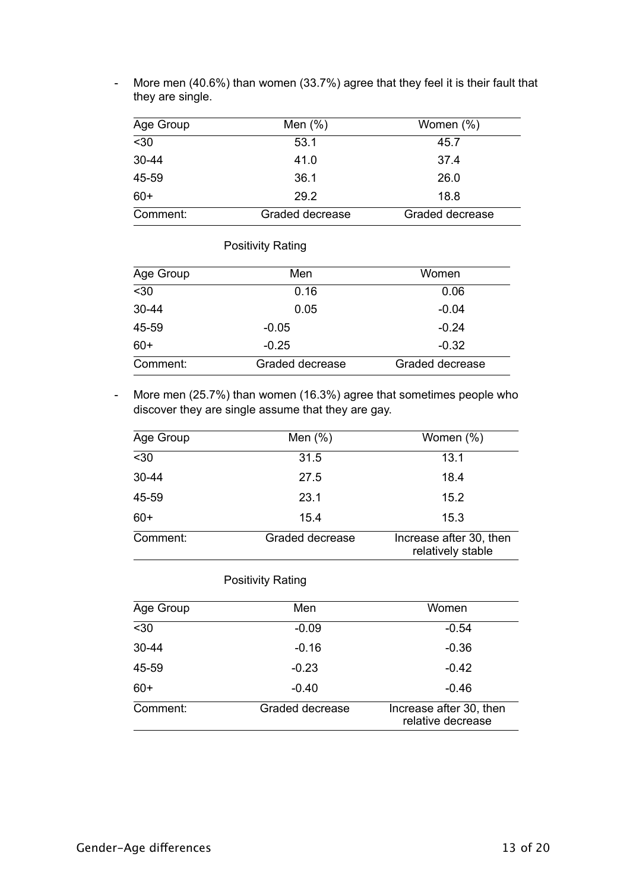- More men (40.6%) than women (33.7%) agree that they feel it is their fault that they are single.

| Age Group | Men (%) | Women (%) |
|---|---|---|
| <30 | 53.1 | 45.7 |
| 30-44 | 41.0 | 37.4 |
| 45-59 | 36.1 | 26.0 |
| 60+ | 29.2 | 18.8 |
| Comment: | Graded decrease | Graded decrease |

Positivity Rating

| Age Group | Men | Women |
|---|---|---|
| <30 | 0.16 | 0.06 |
| 30-44 | 0.05 | -0.04 |
| 45-59 | -0.05 | -0.24 |
| 60+ | -0.25 | -0.32 |
| Comment: | Graded decrease | Graded decrease |

- More men (25.7%) than women (16.3%) agree that sometimes people who discover they are single assume that they are gay.

| Age Group | Men (%) | Women (%) |
|---|---|---|
| <30 | 31.5 | 13.1 |
| 30-44 | 27.5 | 18.4 |
| 45-59 | 23.1 | 15.2 |
| 60+ | 15.4 | 15.3 |
| Comment: | Graded decrease | Increase after 30, then relatively stable |

Positivity Rating

| Age Group | Men | Women |
|---|---|---|
| <30 | -0.09 | -0.54 |
| 30-44 | -0.16 | -0.36 |
| 45-59 | -0.23 | -0.42 |
| 60+ | -0.40 | -0.46 |
| Comment: | Graded decrease | Increase after 30, then relative decrease |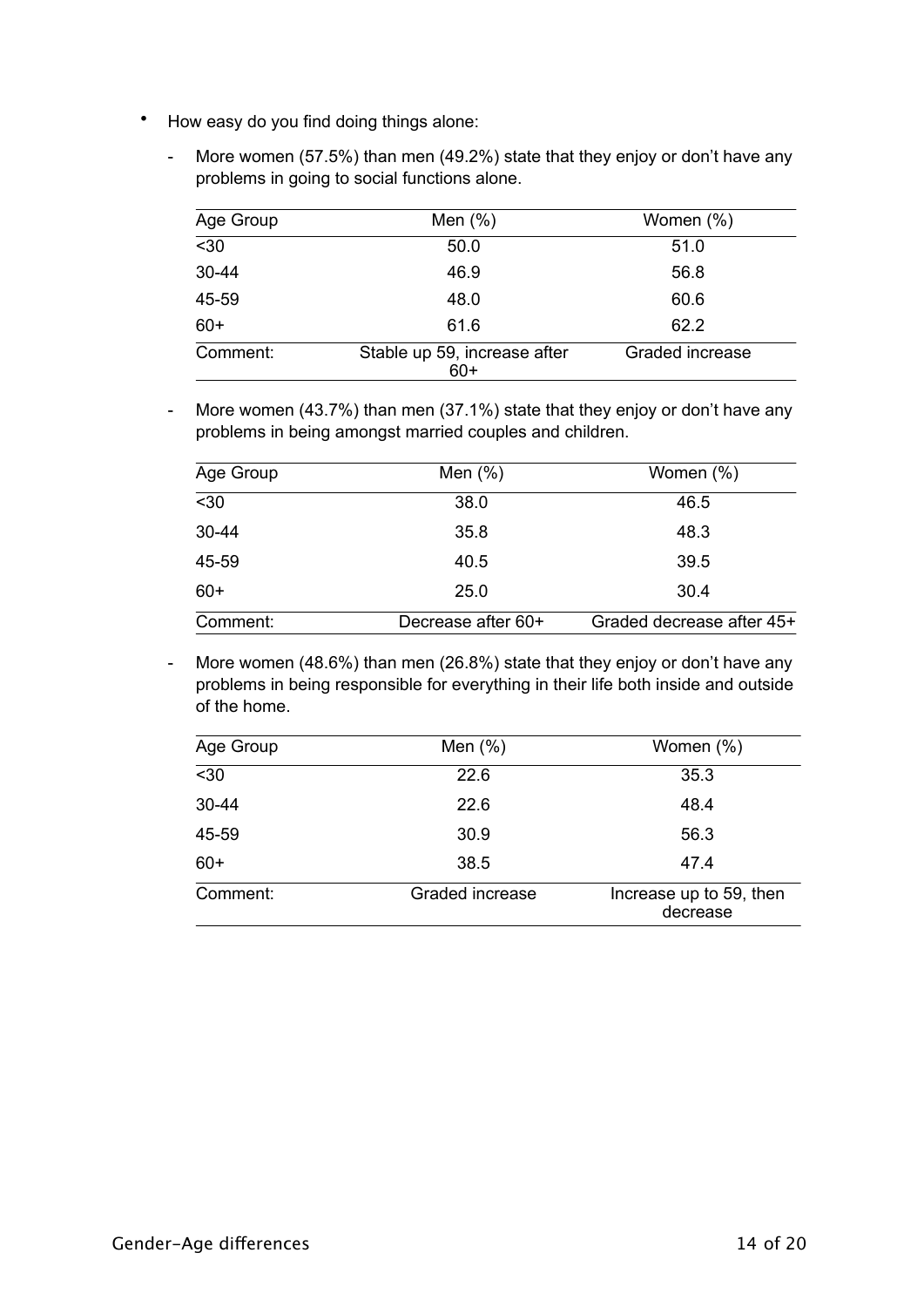- How easy do you find doing things alone:

  - More women (57.5%) than men (49.2%) state that they enjoy or don't have any problems in going to social functions alone.

| Age Group | Men (%) | Women (%) |
|---|---|---|
| <30 | 50.0 | 51.0 |
| 30-44 | 46.9 | 56.8 |
| 45-59 | 48.0 | 60.6 |
| 60+ | 61.6 | 62.2 |
| Comment: | Stable up 59, increase after 60+ | Graded increase |

  - More women (43.7%) than men (37.1%) state that they enjoy or don't have any problems in being amongst married couples and children.

| Age Group | Men (%) | Women (%) |
|---|---|---|
| <30 | 38.0 | 46.5 |
| 30-44 | 35.8 | 48.3 |
| 45-59 | 40.5 | 39.5 |
| 60+ | 25.0 | 30.4 |
| Comment: | Decrease after 60+ | Graded decrease after 45+ |

  - More women (48.6%) than men (26.8%) state that they enjoy or don't have any problems in being responsible for everything in their life both inside and outside of the home.

| Age Group | Men (%) | Women (%) |
|---|---|---|
| <30 | 22.6 | 35.3 |
| 30-44 | 22.6 | 48.4 |
| 45-59 | 30.9 | 56.3 |
| 60+ | 38.5 | 47.4 |
| Comment: | Graded increase | Increase up to 59, then decrease |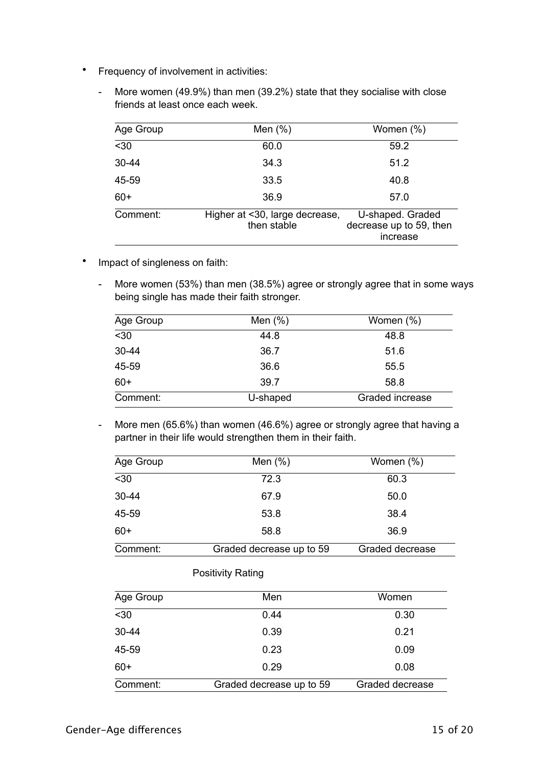- Frequency of involvement in activities:

  - More women (49.9%) than men (39.2%) state that they socialise with close friends at least once each week.

| Age Group | Men (%) | Women (%) |
|---|---|---|
| <30 | 60.0 | 59.2 |
| 30-44 | 34.3 | 51.2 |
| 45-59 | 33.5 | 40.8 |
| 60+ | 36.9 | 57.0 |
| Comment: | Higher at <30, large decrease, then stable | U-shaped. Graded decrease up to 59, then increase |

- Impact of singleness on faith:

  - More women (53%) than men (38.5%) agree or strongly agree that in some ways being single has made their faith stronger.

| Age Group | Men (%) | Women (%) |
|---|---|---|
| <30 | 44.8 | 48.8 |
| 30-44 | 36.7 | 51.6 |
| 45-59 | 36.6 | 55.5 |
| 60+ | 39.7 | 58.8 |
| Comment: | U-shaped | Graded increase |

  - More men (65.6%) than women (46.6%) agree or strongly agree that having a partner in their life would strengthen them in their faith.

| Age Group | Men (%) | Women (%) |
|---|---|---|
| <30 | 72.3 | 60.3 |
| 30-44 | 67.9 | 50.0 |
| 45-59 | 53.8 | 38.4 |
| 60+ | 58.8 | 36.9 |
| Comment: | Graded decrease up to 59 | Graded decrease |

Positivity Rating

| Age Group | Men | Women |
|---|---|---|
| <30 | 0.44 | 0.30 |
| 30-44 | 0.39 | 0.21 |
| 45-59 | 0.23 | 0.09 |
| 60+ | 0.29 | 0.08 |
| Comment: | Graded decrease up to 59 | Graded decrease |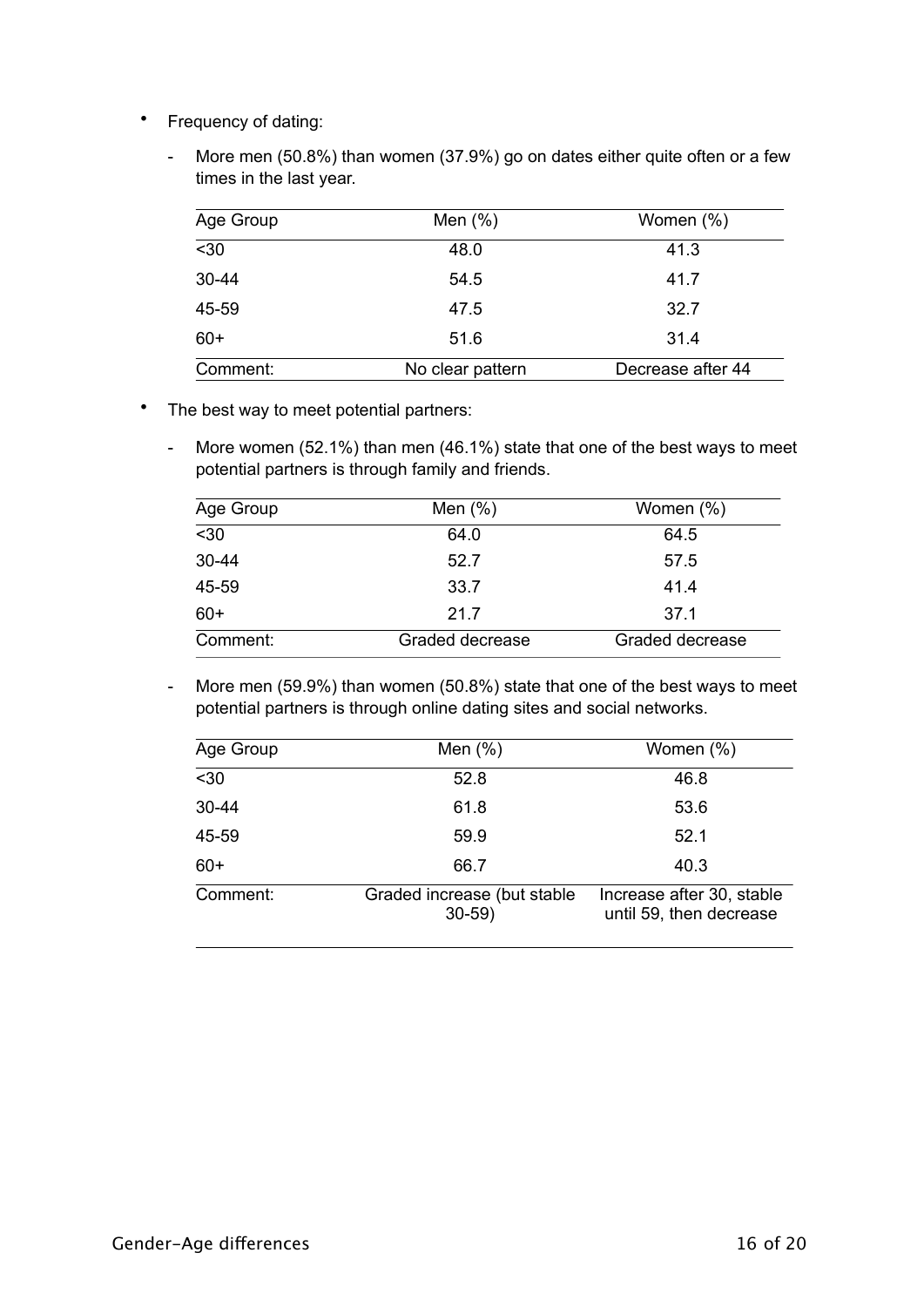- Frequency of dating:

  - More men (50.8%) than women (37.9%) go on dates either quite often or a few times in the last year.

| Age Group | Men (%) | Women (%) |
|---|---|---|
| <30 | 48.0 | 41.3 |
| 30-44 | 54.5 | 41.7 |
| 45-59 | 47.5 | 32.7 |
| 60+ | 51.6 | 31.4 |
| Comment: | No clear pattern | Decrease after 44 |

- The best way to meet potential partners:

  - More women (52.1%) than men (46.1%) state that one of the best ways to meet potential partners is through family and friends.

| Age Group | Men (%) | Women (%) |
|---|---|---|
| <30 | 64.0 | 64.5 |
| 30-44 | 52.7 | 57.5 |
| 45-59 | 33.7 | 41.4 |
| 60+ | 21.7 | 37.1 |
| Comment: | Graded decrease | Graded decrease |

  - More men (59.9%) than women (50.8%) state that one of the best ways to meet potential partners is through online dating sites and social networks.

| Age Group | Men (%) | Women (%) |
|---|---|---|
| <30 | 52.8 | 46.8 |
| 30-44 | 61.8 | 53.6 |
| 45-59 | 59.9 | 52.1 |
| 60+ | 66.7 | 40.3 |
| Comment: | Graded increase (but stable 30-59) | Increase after 30, stable until 59, then decrease |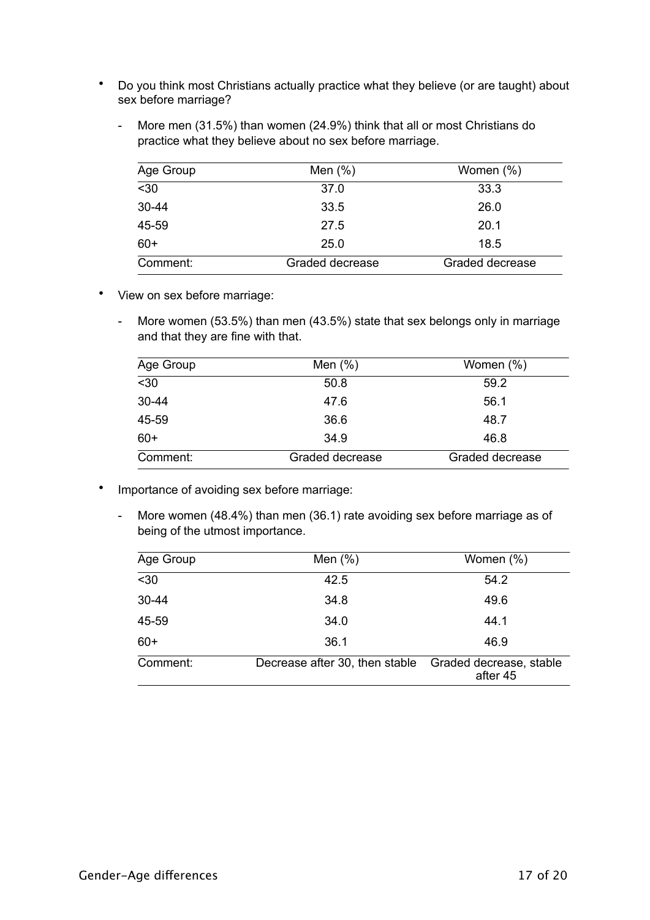- Do you think most Christians actually practice what they believe (or are taught) about sex before marriage?

  - More men (31.5%) than women (24.9%) think that all or most Christians do practice what they believe about no sex before marriage.

| Age Group | Men (%) | Women (%) |
|---|---|---|
| <30 | 37.0 | 33.3 |
| 30-44 | 33.5 | 26.0 |
| 45-59 | 27.5 | 20.1 |
| 60+ | 25.0 | 18.5 |
| Comment: | Graded decrease | Graded decrease |

- View on sex before marriage:

  - More women (53.5%) than men (43.5%) state that sex belongs only in marriage and that they are fine with that.

| Age Group | Men (%) | Women (%) |
|---|---|---|
| <30 | 50.8 | 59.2 |
| 30-44 | 47.6 | 56.1 |
| 45-59 | 36.6 | 48.7 |
| 60+ | 34.9 | 46.8 |
| Comment: | Graded decrease | Graded decrease |

- Importance of avoiding sex before marriage:

  - More women (48.4%) than men (36.1) rate avoiding sex before marriage as of being of the utmost importance.

| Age Group | Men (%) | Women (%) |
|---|---|---|
| <30 | 42.5 | 54.2 |
| 30-44 | 34.8 | 49.6 |
| 45-59 | 34.0 | 44.1 |
| 60+ | 36.1 | 46.9 |
| Comment: | Decrease after 30, then stable | Graded decrease, stable after 45 |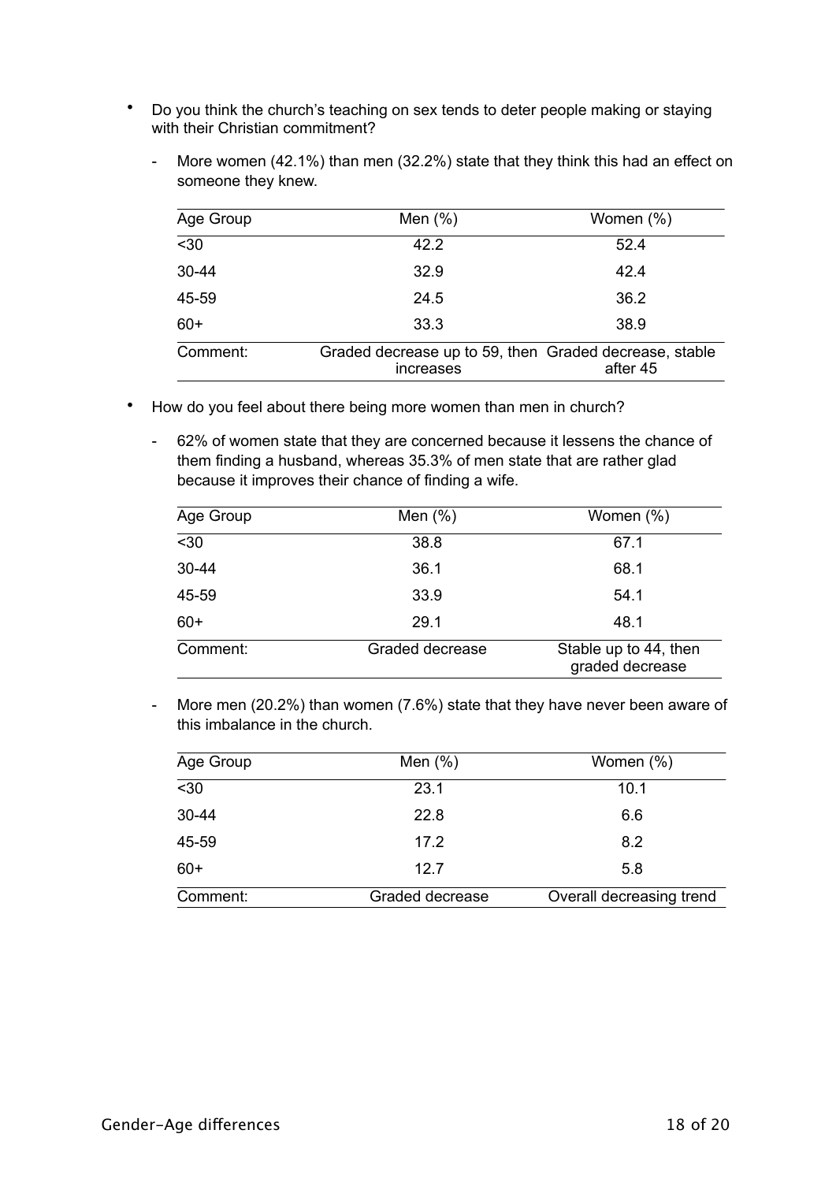- Do you think the church's teaching on sex tends to deter people making or staying with their Christian commitment?

  - More women (42.1%) than men (32.2%) state that they think this had an effect on someone they knew.

| Age Group | Men (%) | Women (%) |
|---|---|---|
| <30 | 42.2 | 52.4 |
| 30-44 | 32.9 | 42.4 |
| 45-59 | 24.5 | 36.2 |
| 60+ | 33.3 | 38.9 |
| Comment: | Graded decrease up to 59, then increases | Graded decrease, stable after 45 |

- How do you feel about there being more women than men in church?

  - 62% of women state that they are concerned because it lessens the chance of them finding a husband, whereas 35.3% of men state that are rather glad because it improves their chance of finding a wife.

| Age Group | Men (%) | Women (%) |
|---|---|---|
| <30 | 38.8 | 67.1 |
| 30-44 | 36.1 | 68.1 |
| 45-59 | 33.9 | 54.1 |
| 60+ | 29.1 | 48.1 |
| Comment: | Graded decrease | Stable up to 44, then graded decrease |

  - More men (20.2%) than women (7.6%) state that they have never been aware of this imbalance in the church.

| Age Group | Men (%) | Women (%) |
|---|---|---|
| <30 | 23.1 | 10.1 |
| 30-44 | 22.8 | 6.6 |
| 45-59 | 17.2 | 8.2 |
| 60+ | 12.7 | 5.8 |
| Comment: | Graded decrease | Overall decreasing trend |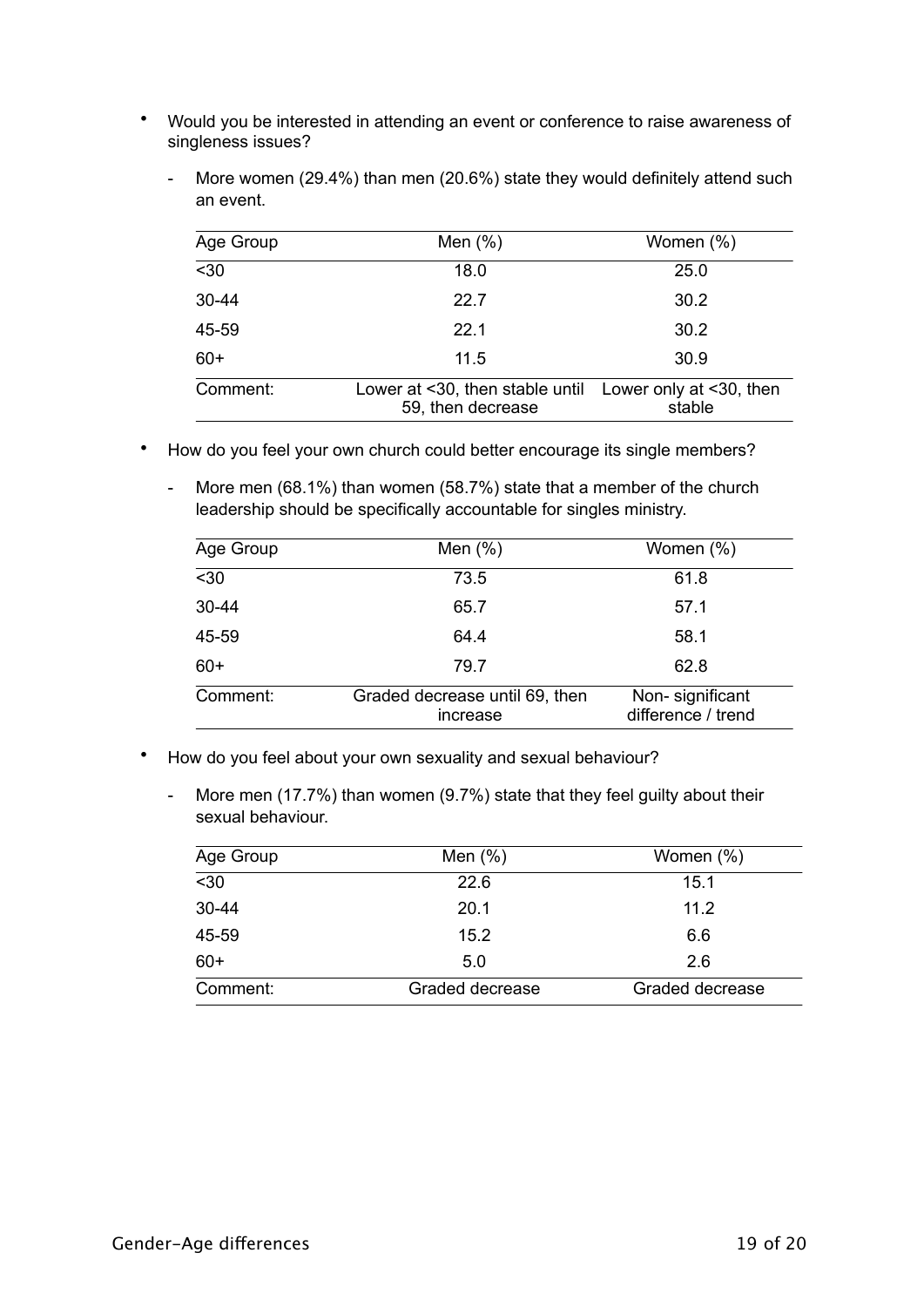- Would you be interested in attending an event or conference to raise awareness of singleness issues?

  - More women (29.4%) than men (20.6%) state they would definitely attend such an event.

| Age Group | Men (%) | Women (%) |
|---|---|---|
| <30 | 18.0 | 25.0 |
| 30-44 | 22.7 | 30.2 |
| 45-59 | 22.1 | 30.2 |
| 60+ | 11.5 | 30.9 |
| Comment: | Lower at <30, then stable until 59, then decrease | Lower only at <30, then stable |

- How do you feel your own church could better encourage its single members?

  - More men (68.1%) than women (58.7%) state that a member of the church leadership should be specifically accountable for singles ministry.

| Age Group | Men (%) | Women (%) |
|---|---|---|
| <30 | 73.5 | 61.8 |
| 30-44 | 65.7 | 57.1 |
| 45-59 | 64.4 | 58.1 |
| 60+ | 79.7 | 62.8 |
| Comment: | Graded decrease until 69, then increase | Non- significant difference / trend |

- How do you feel about your own sexuality and sexual behaviour?

  - More men (17.7%) than women (9.7%) state that they feel guilty about their sexual behaviour.

| Age Group | Men (%) | Women (%) |
|---|---|---|
| <30 | 22.6 | 15.1 |
| 30-44 | 20.1 | 11.2 |
| 45-59 | 15.2 | 6.6 |
| 60+ | 5.0 | 2.6 |
| Comment: | Graded decrease | Graded decrease |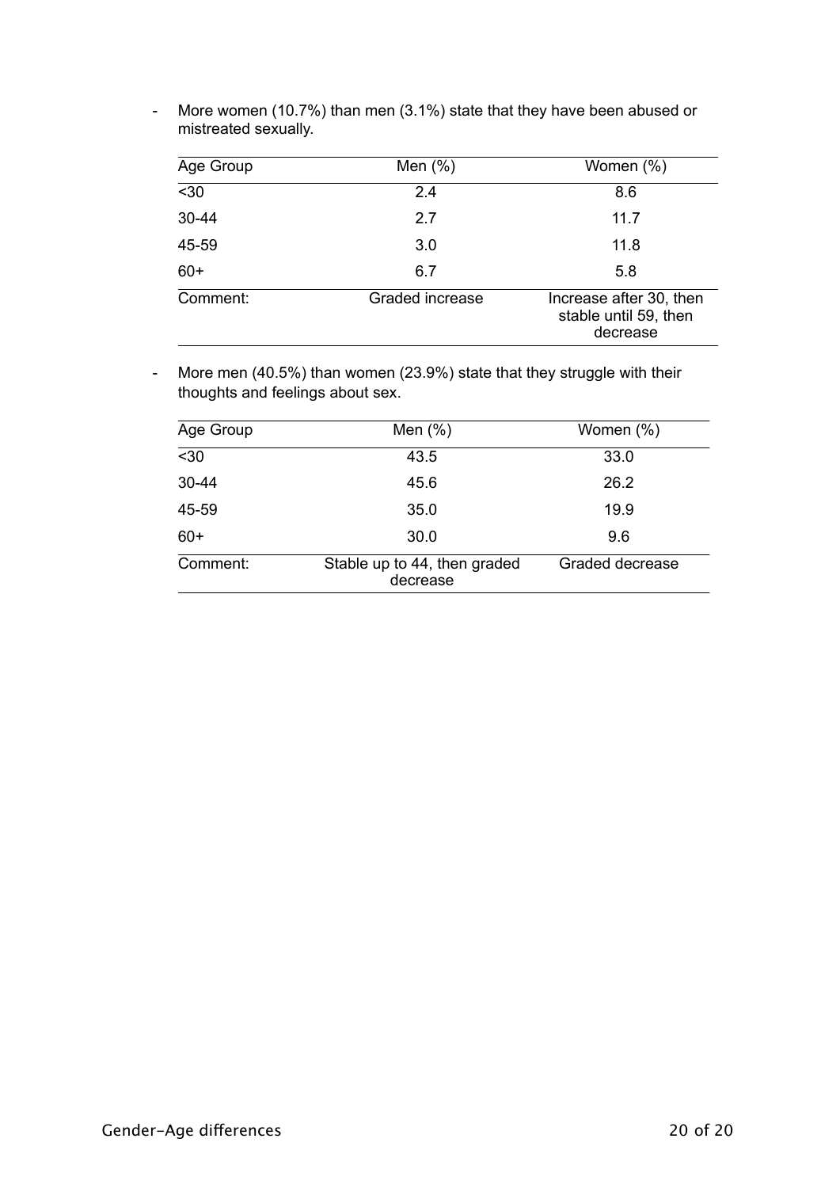- More women (10.7%) than men (3.1%) state that they have been abused or mistreated sexually.

| Age Group | Men (%) | Women (%) |
|---|---|---|
| <30 | 2.4 | 8.6 |
| 30-44 | 2.7 | 11.7 |
| 45-59 | 3.0 | 11.8 |
| 60+ | 6.7 | 5.8 |
| Comment: | Graded increase | Increase after 30, then stable until 59, then decrease |

- More men (40.5%) than women (23.9%) state that they struggle with their thoughts and feelings about sex.

| Age Group | Men (%) | Women (%) |
|---|---|---|
| <30 | 43.5 | 33.0 |
| 30-44 | 45.6 | 26.2 |
| 45-59 | 35.0 | 19.9 |
| 60+ | 30.0 | 9.6 |
| Comment: | Stable up to 44, then graded decrease | Graded decrease |